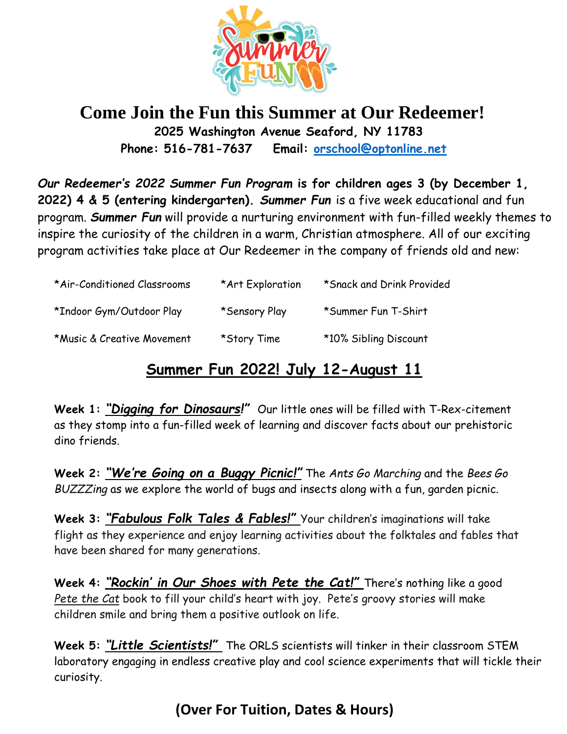# Come Join the Fun this Summer at Our Redeemer!

**2025 Washington Avenue Seaford, NY 11783**

**Phone: 516-781-7637 Email: orschool@optonline.net**

***Our Redeemer's 2022 Summer Fun Program* is for children ages 3 (by December 1, 2022) 4 & 5 (entering kindergarten).** ***Summer Fun*** is a five week educational and fun program. ***Summer Fun*** will provide a nurturing environment with fun-filled weekly themes to inspire the curiosity of the children in a warm, Christian atmosphere. All of our exciting program activities take place at Our Redeemer in the company of friends old and new:

| | | |
|---|---|---|
| *Air-Conditioned Classrooms | *Art Exploration | *Snack and Drink Provided |
| *Indoor Gym/Outdoor Play | *Sensory Play | *Summer Fun T-Shirt |
| *Music & Creative Movement | *Story Time | *10% Sibling Discount |

## Summer Fun 2022! July 12-August 11

**Week 1:** ***"Digging for Dinosaurs!"*** Our little ones will be filled with T-Rex-citement as they stomp into a fun-filled week of learning and discover facts about our prehistoric dino friends.

**Week 2:** ***"We're Going on a Buggy Picnic!"*** The *Ants Go Marching* and the *Bees Go BUZZZing* as we explore the world of bugs and insects along with a fun, garden picnic.

**Week 3:** ***"Fabulous Folk Tales & Fables!"*** Your children's imaginations will take flight as they experience and enjoy learning activities about the folktales and fables that have been shared for many generations.

**Week 4:** ***"Rockin' in Our Shoes with Pete the Cat!"*** There's nothing like a good *Pete the Cat* book to fill your child's heart with joy. Pete's groovy stories will make children smile and bring them a positive outlook on life.

**Week 5:** ***"Little Scientists!"*** The ORLS scientists will tinker in their classroom STEM laboratory engaging in endless creative play and cool science experiments that will tickle their curiosity.

**(Over For Tuition, Dates & Hours)**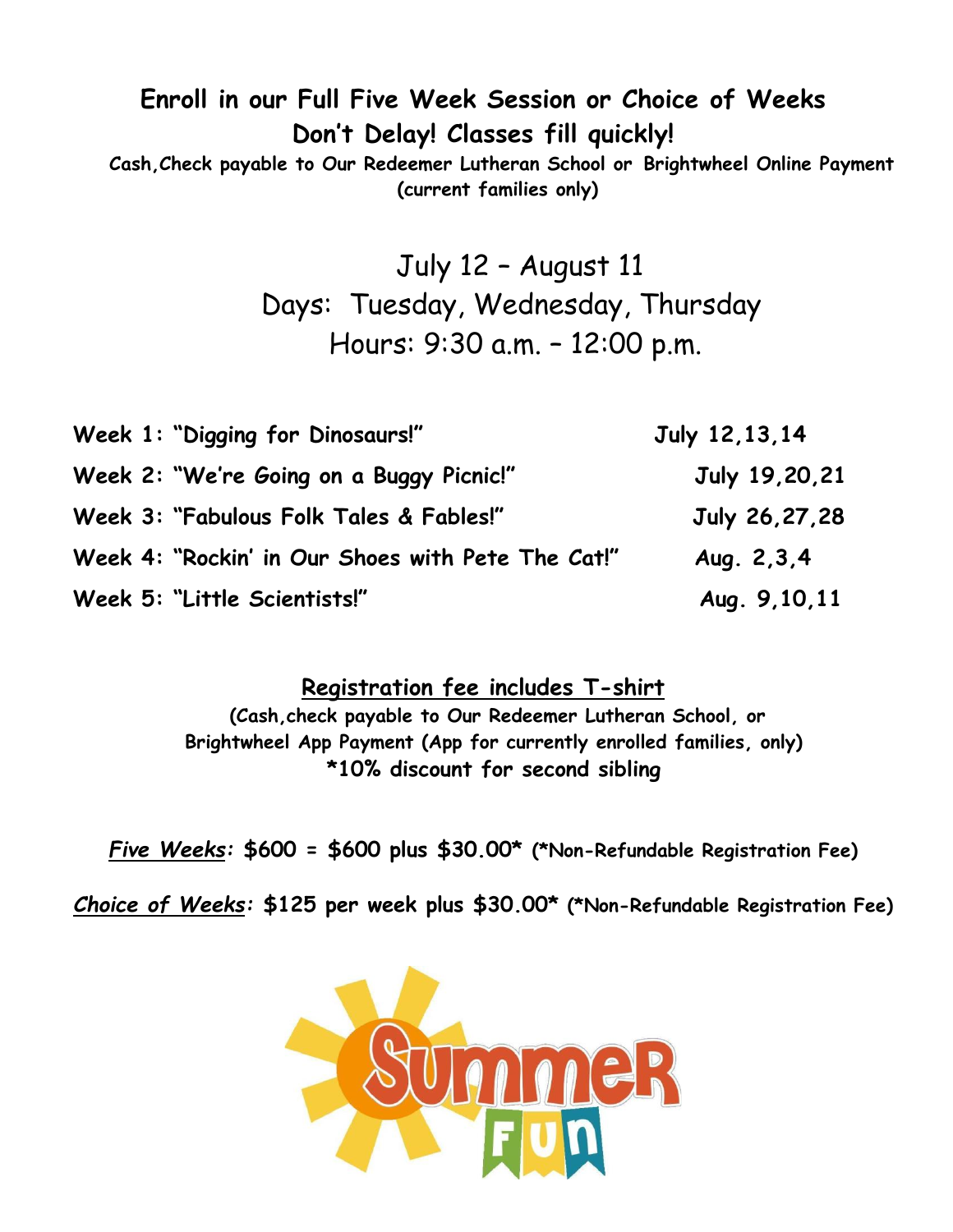## Enroll in our Full Five Week Session or Choice of Weeks
## Don't Delay! Classes fill quickly!

**Cash,Check payable to Our Redeemer Lutheran School or Brightwheel Online Payment (current families only)**

July 12 – August 11
Days: Tuesday, Wednesday, Thursday
Hours: 9:30 a.m. – 12:00 p.m.

| | |
|---|---|
| **Week 1: "Digging for Dinosaurs!"** | **July 12,13,14** |
| **Week 2: "We're Going on a Buggy Picnic!"** | **July 19,20,21** |
| **Week 3: "Fabulous Folk Tales & Fables!"** | **July 26,27,28** |
| **Week 4: "Rockin' in Our Shoes with Pete The Cat!"** | **Aug. 2,3,4** |
| **Week 5: "Little Scientists!"** | **Aug. 9,10,11** |

**Registration fee includes T-shirt**

**(Cash,check payable to Our Redeemer Lutheran School, or Brightwheel App Payment (App for currently enrolled families, only)**
**\*10% discount for second sibling**

***Five Weeks*: $600 = $600 plus $30.00\* (\*Non-Refundable Registration Fee)**

***Choice of Weeks*: $125 per week plus $30.00\* (\*Non-Refundable Registration Fee)**

SummeR FUN